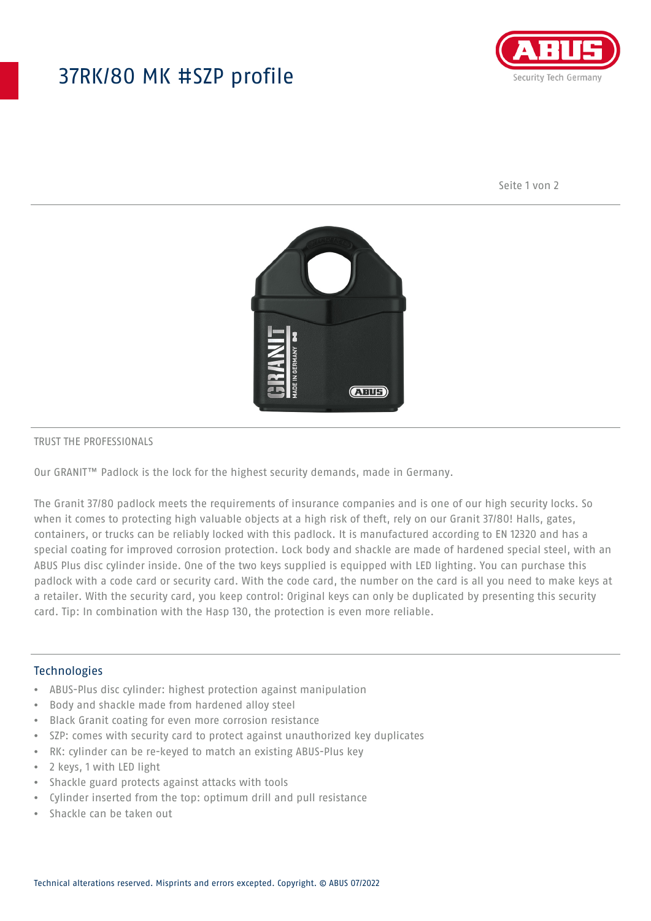# 37RK/80 MK #SZP profile

TRUST THE PROFESSIONALS

Our GRANIT™ Padlock is the lock for the highest security demands, made in Germany.

The Granit 37/80 padlock meets the requirements of insurance companies and is one of our high security locks. So when it comes to protecting high valuable objects at a high risk of theft, rely on our Granit 37/80! Halls, gates, containers, or trucks can be reliably locked with this padlock. It is manufactured according to EN 12320 and has a special coating for improved corrosion protection. Lock body and shackle are made of hardened special steel, with an ABUS Plus disc cylinder inside. One of the two keys supplied is equipped with LED lighting. You can purchase this padlock with a code card or security card. With the code card, the number on the card is all you need to make keys at a retailer. With the security card, you keep control: Original keys can only be duplicated by presenting this security card. Tip: In combination with the Hasp 130, the protection is even more reliable.

## Technologies

- ABUS-Plus disc cylinder: highest protection against manipulation
- Body and shackle made from hardened alloy steel
- Black Granit coating for even more corrosion resistance
- SZP: comes with security card to protect against unauthorized key duplicates
- RK: cylinder can be re-keyed to match an existing ABUS-Plus key
- 2 keys, 1 with LED light
- Shackle guard protects against attacks with tools
- Cylinder inserted from the top: optimum drill and pull resistance
- Shackle can be taken out

Technical alterations reserved. Misprints and errors excepted. Copyright. © ABUS 07/2022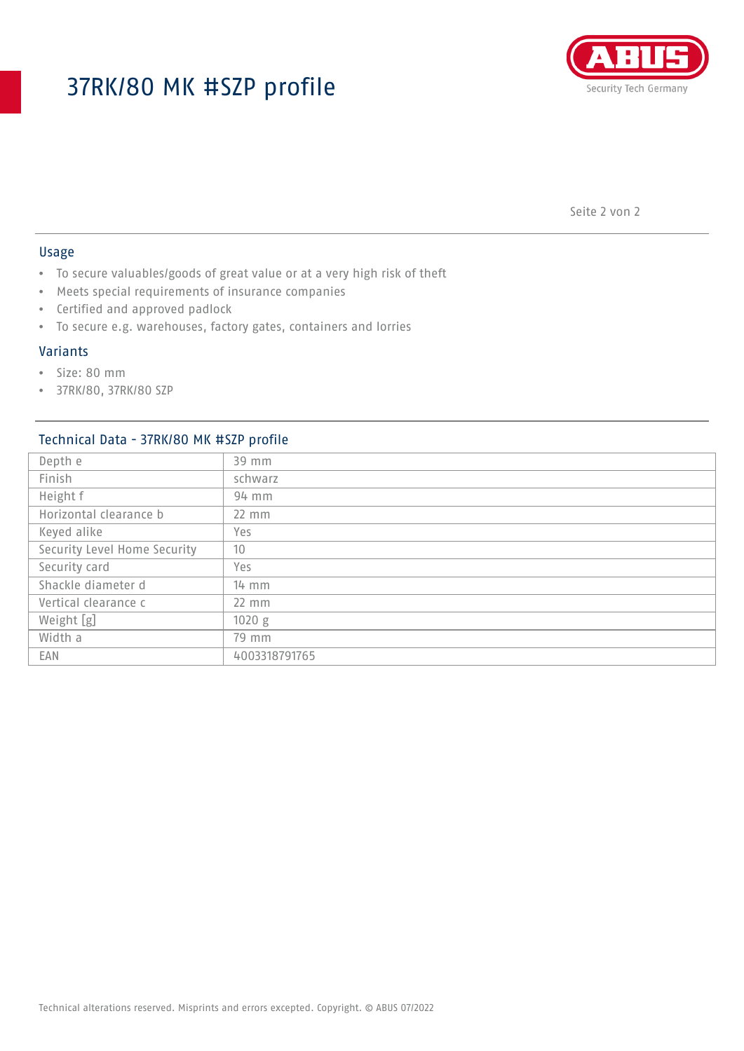# 37RK/80 MK #SZP profile

## Usage

- To secure valuables/goods of great value or at a very high risk of theft
- Meets special requirements of insurance companies
- Certified and approved padlock
- To secure e.g. warehouses, factory gates, containers and lorries

## Variants

- Size: 80 mm
- 37RK/80, 37RK/80 SZP

## Technical Data - 37RK/80 MK #SZP profile

| | |
|---|---|
| Depth e | 39 mm |
| Finish | schwarz |
| Height f | 94 mm |
| Horizontal clearance b | 22 mm |
| Keyed alike | Yes |
| Security Level Home Security | 10 |
| Security card | Yes |
| Shackle diameter d | 14 mm |
| Vertical clearance c | 22 mm |
| Weight [g] | 1020 g |
| Width a | 79 mm |
| EAN | 4003318791765 |

Technical alterations reserved. Misprints and errors excepted. Copyright. © ABUS 07/2022